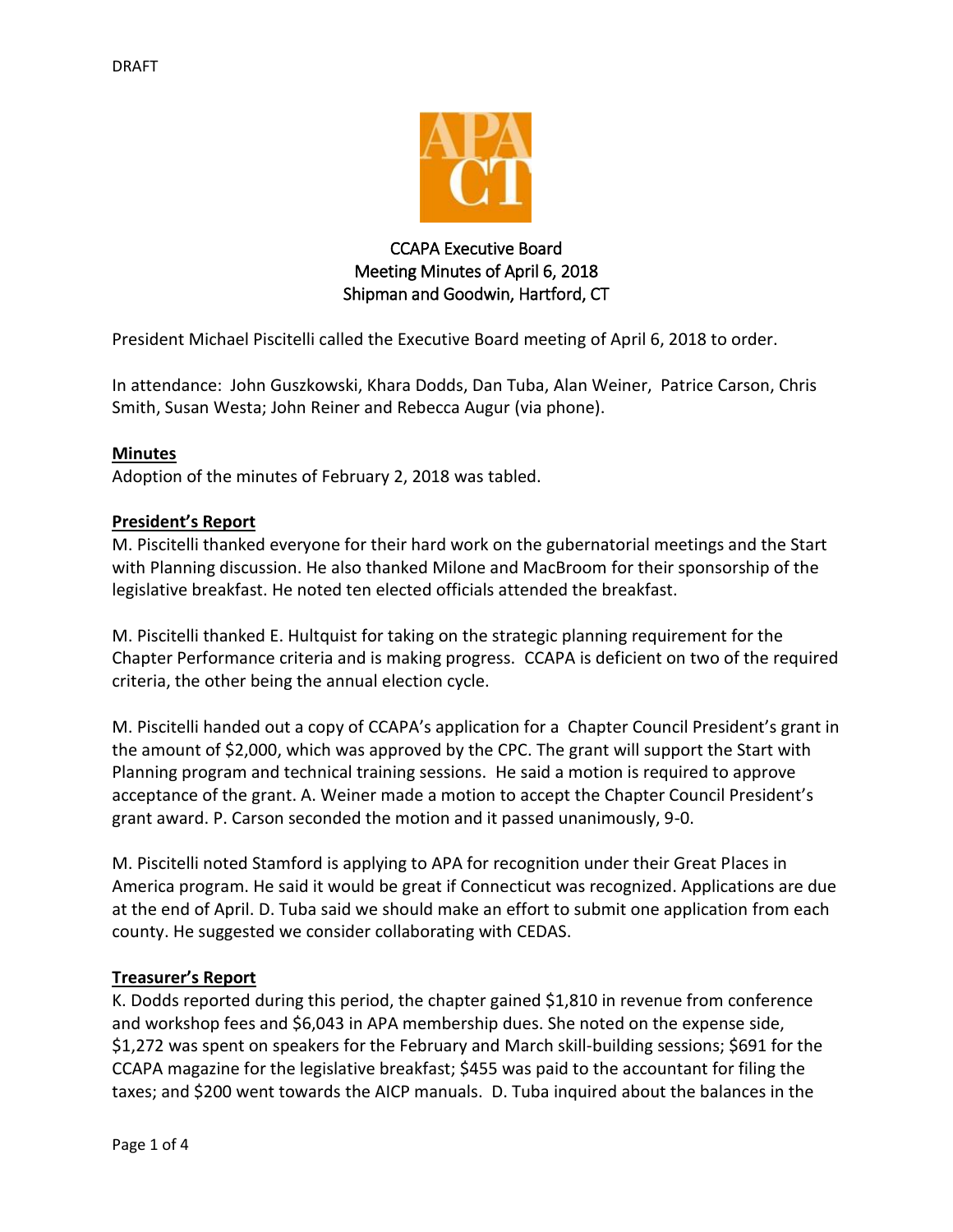DRAFT

# CCAPA Executive Board
## Meeting Minutes of April 6, 2018
## Shipman and Goodwin, Hartford, CT

President Michael Piscitelli called the Executive Board meeting of April 6, 2018 to order.

In attendance: John Guszkowski, Khara Dodds, Dan Tuba, Alan Weiner, Patrice Carson, Chris Smith, Susan Westa; John Reiner and Rebecca Augur (via phone).

**Minutes**

Adoption of the minutes of February 2, 2018 was tabled.

**President's Report**

M. Piscitelli thanked everyone for their hard work on the gubernatorial meetings and the Start with Planning discussion. He also thanked Milone and MacBroom for their sponsorship of the legislative breakfast. He noted ten elected officials attended the breakfast.

M. Piscitelli thanked E. Hultquist for taking on the strategic planning requirement for the Chapter Performance criteria and is making progress. CCAPA is deficient on two of the required criteria, the other being the annual election cycle.

M. Piscitelli handed out a copy of CCAPA's application for a Chapter Council President's grant in the amount of $2,000, which was approved by the CPC. The grant will support the Start with Planning program and technical training sessions. He said a motion is required to approve acceptance of the grant. A. Weiner made a motion to accept the Chapter Council President's grant award. P. Carson seconded the motion and it passed unanimously, 9-0.

M. Piscitelli noted Stamford is applying to APA for recognition under their Great Places in America program. He said it would be great if Connecticut was recognized. Applications are due at the end of April. D. Tuba said we should make an effort to submit one application from each county. He suggested we consider collaborating with CEDAS.

**Treasurer's Report**

K. Dodds reported during this period, the chapter gained $1,810 in revenue from conference and workshop fees and $6,043 in APA membership dues. She noted on the expense side, $1,272 was spent on speakers for the February and March skill-building sessions; $691 for the CCAPA magazine for the legislative breakfast; $455 was paid to the accountant for filing the taxes; and $200 went towards the AICP manuals. D. Tuba inquired about the balances in the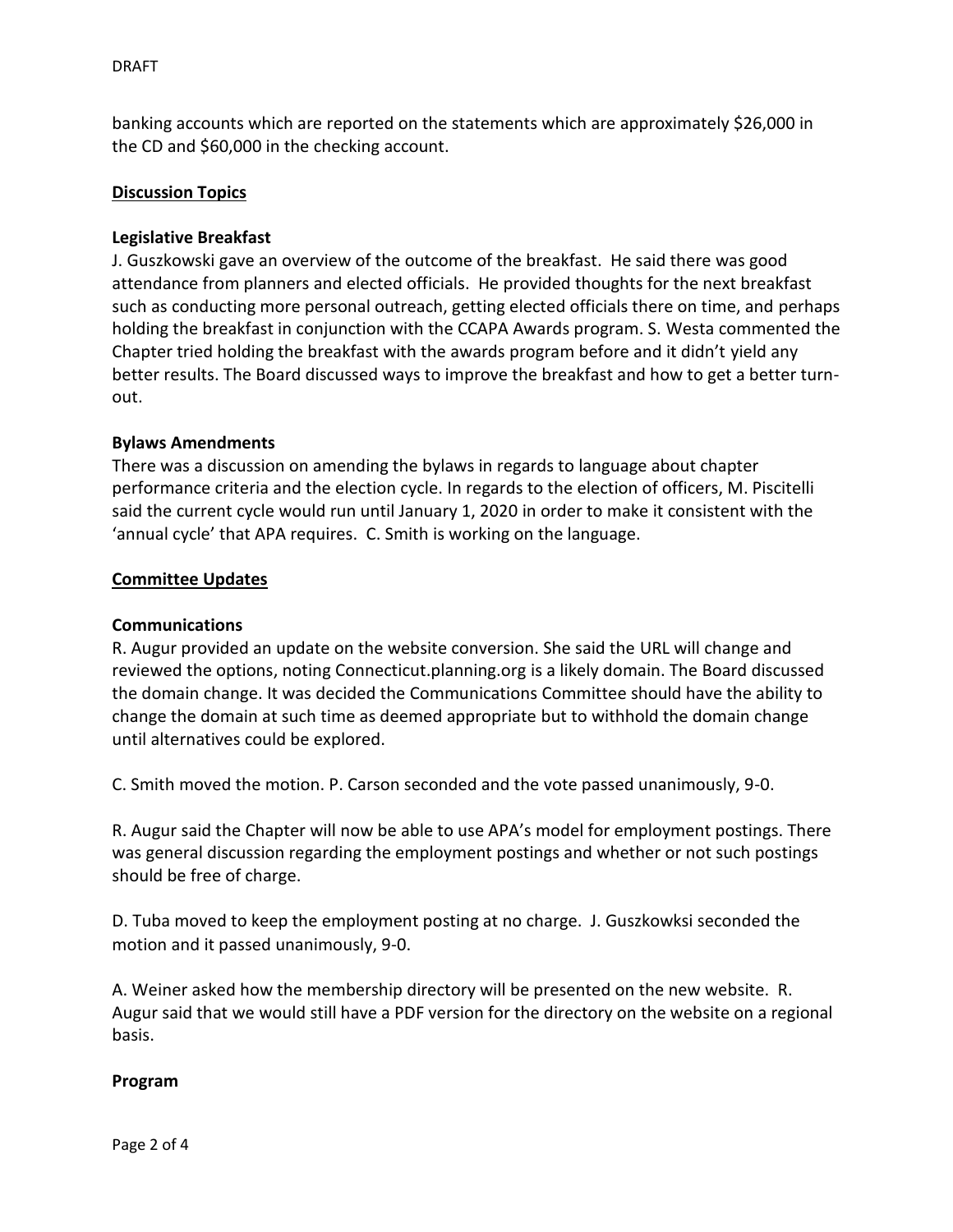banking accounts which are reported on the statements which are approximately $26,000 in the CD and $60,000 in the checking account.

## Discussion Topics

### Legislative Breakfast

J. Guszkowski gave an overview of the outcome of the breakfast. He said there was good attendance from planners and elected officials. He provided thoughts for the next breakfast such as conducting more personal outreach, getting elected officials there on time, and perhaps holding the breakfast in conjunction with the CCAPA Awards program. S. Westa commented the Chapter tried holding the breakfast with the awards program before and it didn't yield any better results. The Board discussed ways to improve the breakfast and how to get a better turn-out.

### Bylaws Amendments

There was a discussion on amending the bylaws in regards to language about chapter performance criteria and the election cycle. In regards to the election of officers, M. Piscitelli said the current cycle would run until January 1, 2020 in order to make it consistent with the 'annual cycle' that APA requires. C. Smith is working on the language.

## Committee Updates

### Communications

R. Augur provided an update on the website conversion. She said the URL will change and reviewed the options, noting Connecticut.planning.org is a likely domain. The Board discussed the domain change. It was decided the Communications Committee should have the ability to change the domain at such time as deemed appropriate but to withhold the domain change until alternatives could be explored.

C. Smith moved the motion. P. Carson seconded and the vote passed unanimously, 9-0.

R. Augur said the Chapter will now be able to use APA's model for employment postings. There was general discussion regarding the employment postings and whether or not such postings should be free of charge.

D. Tuba moved to keep the employment posting at no charge. J. Guszkowksi seconded the motion and it passed unanimously, 9-0.

A. Weiner asked how the membership directory will be presented on the new website. R. Augur said that we would still have a PDF version for the directory on the website on a regional basis.

### Program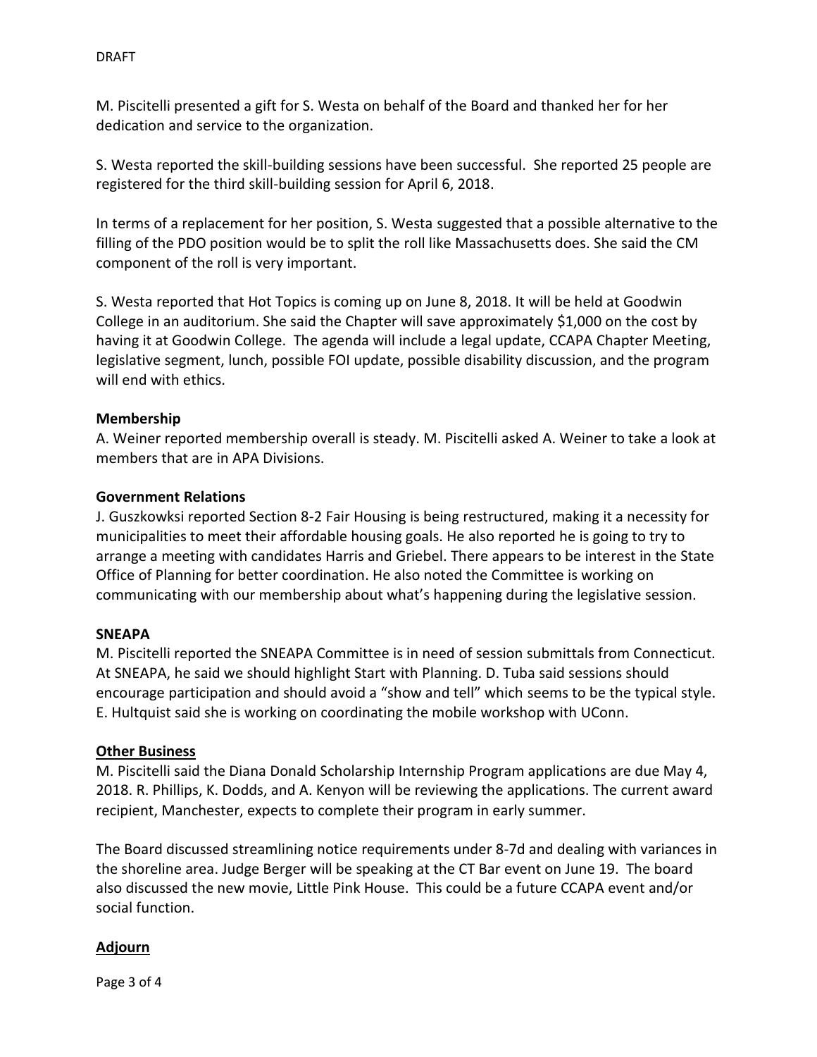DRAFT

M. Piscitelli presented a gift for S. Westa on behalf of the Board and thanked her for her dedication and service to the organization.

S. Westa reported the skill-building sessions have been successful. She reported 25 people are registered for the third skill-building session for April 6, 2018.

In terms of a replacement for her position, S. Westa suggested that a possible alternative to the filling of the PDO position would be to split the roll like Massachusetts does. She said the CM component of the roll is very important.

S. Westa reported that Hot Topics is coming up on June 8, 2018. It will be held at Goodwin College in an auditorium. She said the Chapter will save approximately $1,000 on the cost by having it at Goodwin College. The agenda will include a legal update, CCAPA Chapter Meeting, legislative segment, lunch, possible FOI update, possible disability discussion, and the program will end with ethics.

**Membership**

A. Weiner reported membership overall is steady. M. Piscitelli asked A. Weiner to take a look at members that are in APA Divisions.

**Government Relations**

J. Guszkowksi reported Section 8-2 Fair Housing is being restructured, making it a necessity for municipalities to meet their affordable housing goals. He also reported he is going to try to arrange a meeting with candidates Harris and Griebel. There appears to be interest in the State Office of Planning for better coordination. He also noted the Committee is working on communicating with our membership about what's happening during the legislative session.

**SNEAPA**

M. Piscitelli reported the SNEAPA Committee is in need of session submittals from Connecticut. At SNEAPA, he said we should highlight Start with Planning. D. Tuba said sessions should encourage participation and should avoid a "show and tell" which seems to be the typical style. E. Hultquist said she is working on coordinating the mobile workshop with UConn.

**Other Business**

M. Piscitelli said the Diana Donald Scholarship Internship Program applications are due May 4, 2018. R. Phillips, K. Dodds, and A. Kenyon will be reviewing the applications. The current award recipient, Manchester, expects to complete their program in early summer.

The Board discussed streamlining notice requirements under 8-7d and dealing with variances in the shoreline area. Judge Berger will be speaking at the CT Bar event on June 19. The board also discussed the new movie, Little Pink House. This could be a future CCAPA event and/or social function.

**Adjourn**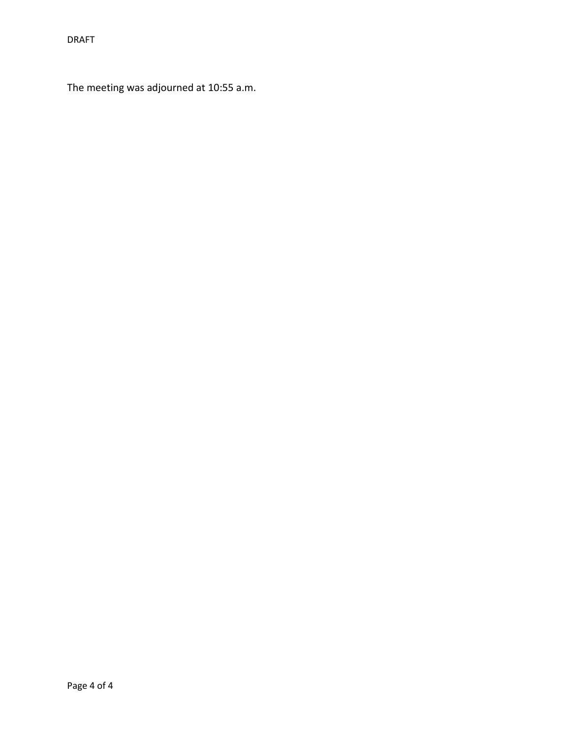The meeting was adjourned at 10:55 a.m.